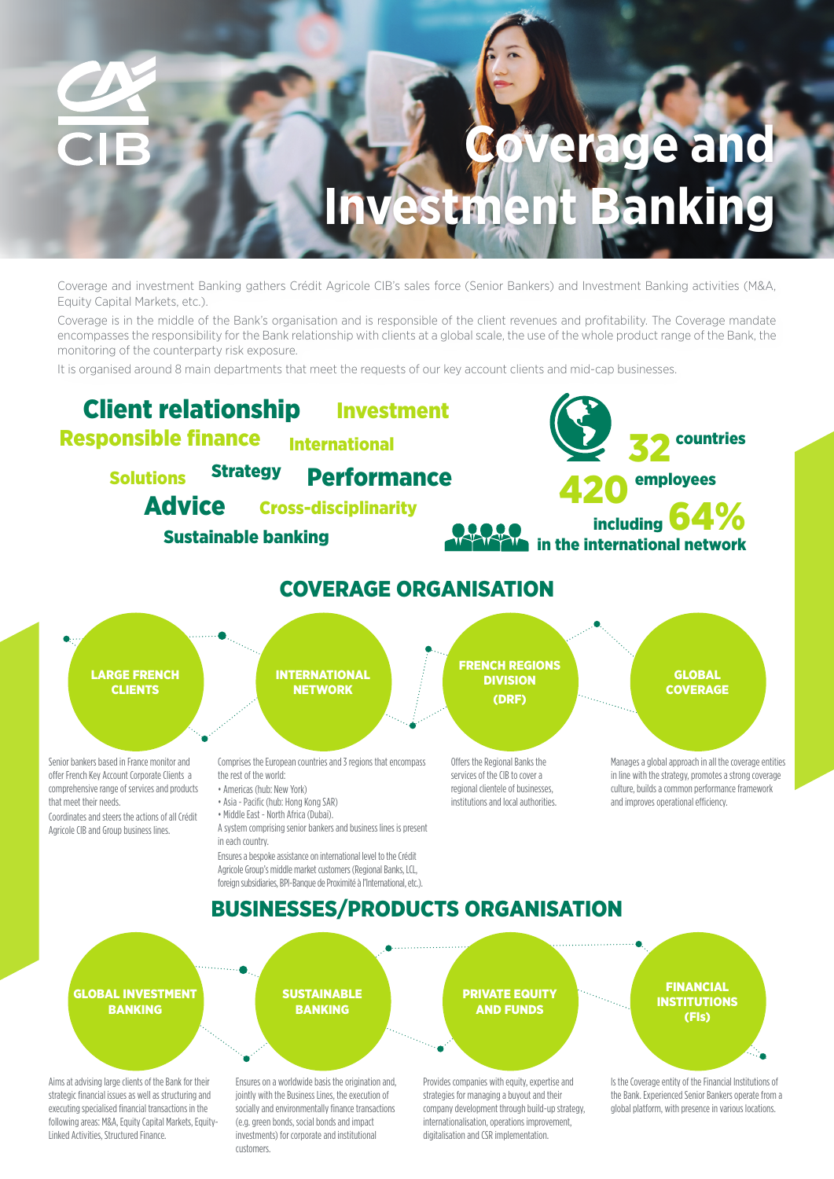CA CIB

# Coverage and Investment Banking

Coverage and investment Banking gathers Crédit Agricole CIB's sales force (Senior Bankers) and Investment Banking activities (M&A, Equity Capital Markets, etc.).

Coverage is in the middle of the Bank's organisation and is responsible of the client revenues and profitability. The Coverage mandate encompasses the responsibility for the Bank relationship with clients at a global scale, the use of the whole product range of the Bank, the monitoring of the counterparty risk exposure.

It is organised around 8 main departments that meet the requests of our key account clients and mid-cap businesses.

**Client relationship** **Investment** **Responsible finance** **International** **Solutions** **Strategy** **Performance** **Advice** **Cross-disciplinarity** **Sustainable banking**

**32** countries

**420** employees including **64%** in the international network

## COVERAGE ORGANISATION

### LARGE FRENCH CLIENTS

Senior bankers based in France monitor and offer French Key Account Corporate Clients a comprehensive range of services and products that meet their needs.

Coordinates and steers the actions of all Crédit Agricole CIB and Group business lines.

### INTERNATIONAL NETWORK

Comprises the European countries and 3 regions that encompass the rest of the world:

- Americas (hub: New York)
- Asia - Pacific (hub: Hong Kong SAR)
- Middle East - North Africa (Dubai).

A system comprising senior bankers and business lines is present in each country.

Ensures a bespoke assistance on international level to the Crédit Agricole Group's middle market customers (Regional Banks, LCL, foreign subsidiaries, BPI-Banque de Proximité à l'International, etc.).

### FRENCH REGIONS DIVISION (DRF)

Offers the Regional Banks the services of the CIB to cover a regional clientele of businesses, institutions and local authorities.

### GLOBAL COVERAGE

Manages a global approach in all the coverage entities in line with the strategy, promotes a strong coverage culture, builds a common performance framework and improves operational efficiency.

## BUSINESSES/PRODUCTS ORGANISATION

### GLOBAL INVESTMENT BANKING

Aims at advising large clients of the Bank for their strategic financial issues as well as structuring and executing specialised financial transactions in the following areas: M&A, Equity Capital Markets, Equity-Linked Activities, Structured Finance.

### SUSTAINABLE BANKING

Ensures on a worldwide basis the origination and, jointly with the Business Lines, the execution of socially and environmentally finance transactions (e.g. green bonds, social bonds and impact investments) for corporate and institutional customers.

### PRIVATE EQUITY AND FUNDS

Provides companies with equity, expertise and strategies for managing a buyout and their company development through build-up strategy, internationalisation, operations improvement, digitalisation and CSR implementation.

### FINANCIAL INSTITUTIONS (FIs)

Is the Coverage entity of the Financial Institutions of the Bank. Experienced Senior Bankers operate from a global platform, with presence in various locations.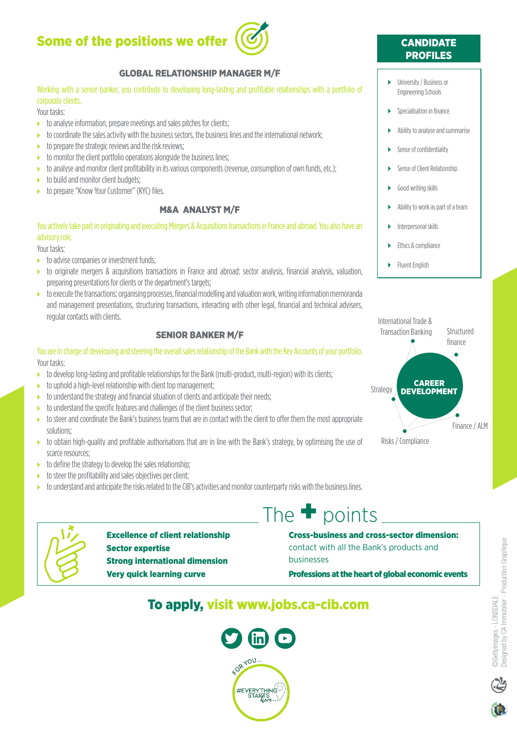## Some of the positions we offer

### GLOBAL RELATIONSHIP MANAGER M/F

Working with a senior banker, you contribute to developing long-lasting and profitable relationships with a portfolio of corporate clients.

Your tasks:

- to analyse information, prepare meetings and sales pitches for clients;
- to coordinate the sales activity with the business sectors, the business lines and the international network;
- to prepare the strategic reviews and the risk reviews;
- to monitor the client portfolio operations alongside the business lines;
- to analyse and monitor client profitability in its various components (revenue, consumption of own funds, etc.);
- to build and monitor client budgets;
- to prepare "Know Your Customer" (KYC) files.

### M&A ANALYST M/F

You actively take part in originating and executing Mergers & Acquisitions transactions in France and abroad. You also have an advisory role.

Your tasks:

- to advise companies or investment funds;
- to originate mergers & acquisitions transactions in France and abroad: sector analysis, financial analysis, valuation, preparing presentations for clients or the department's targets;
- to execute the transactions: organising processes, financial modelling and valuation work, writing information memoranda and management presentations, structuring transactions, interacting with other legal, financial and technical advisers, regular contacts with clients.

### SENIOR BANKER M/F

You are in charge of developing and steering the overall sales relationship of the Bank with the Key Accounts of your portfolio.

Your tasks:

- to develop long-lasting and profitable relationships for the Bank (multi-product, multi-region) with its clients;
- to uphold a high-level relationship with client top management;
- to understand the strategy and financial situation of clients and anticipate their needs;
- to understand the specific features and challenges of the client business sector;
- to steer and coordinate the Bank's business teams that are in contact with the client to offer them the most appropriate solutions;
- to obtain high-quality and profitable authorisations that are in line with the Bank's strategy, by optimising the use of scarce resources;
- to define the strategy to develop the sales relationship;
- to steer the profitability and sales objectives per client;
- to understand and anticipate the risks related to the CIB's activities and monitor counterparty risks with the business lines.

## CANDIDATE PROFILES

- University / Business or Engineering Schools
- Specialisation in finance
- Ability to analyse and summarise
- Sense of confidentiality
- Sense of Client Relationship
- Good writing skills
- Ability to work as part of a team
- Interpersonal skills
- Ethics & compliance
- Fluent English

CAREER DEVELOPMENT

International Trade & Transaction Banking

Structured finance

Strategy

Finance / ALM

Risks / Compliance

## The + points

**Excellence of client relationship**
**Sector expertise**
**Strong international dimension**
**Very quick learning curve**

**Cross-business and cross-sector dimension:** contact with all the Bank's products and businesses

**Professions at the heart of global economic events**

## To apply, visit www.jobs.ca-cib.com

FOR YOU... #EVERYTHING STARTS here...

©Gettyimages - LONSDALE
Designed by CA Immobilier - Production Graphique